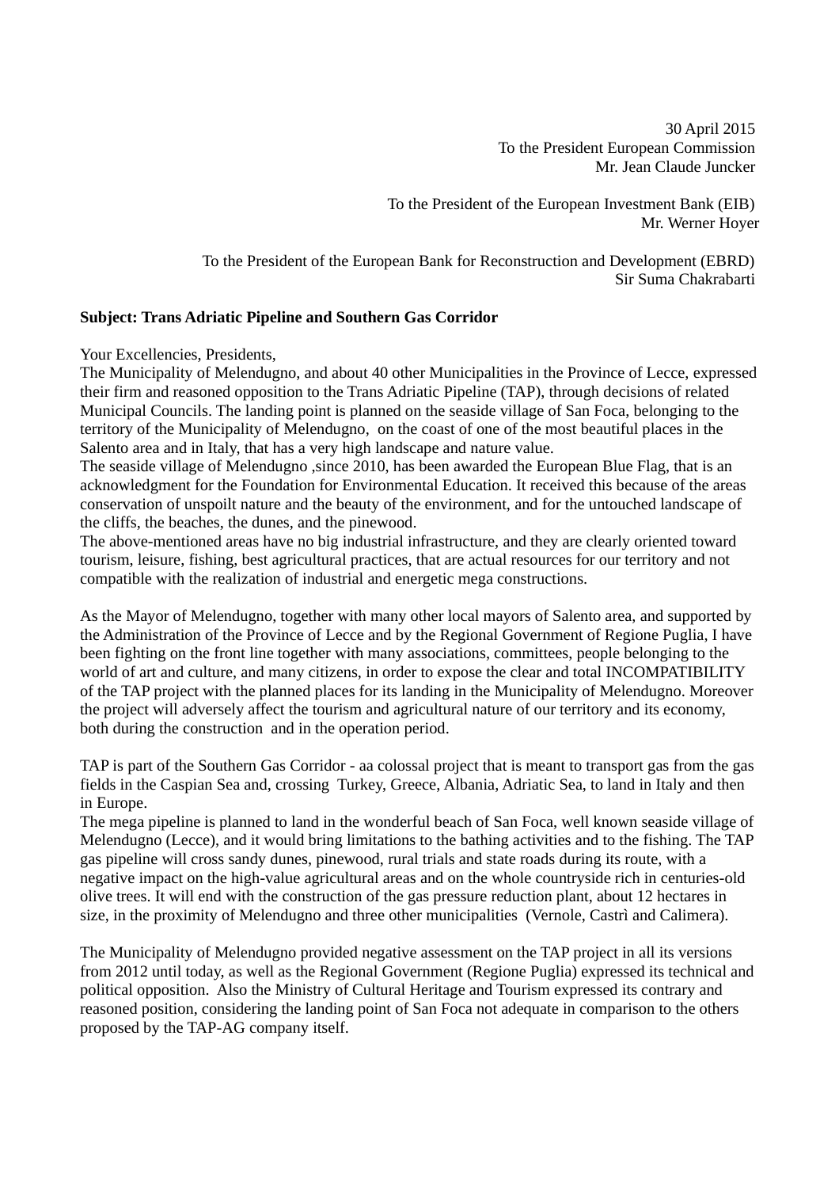30 April 2015
To the President European Commission
Mr. Jean Claude Juncker

To the President of the European Investment Bank (EIB)
Mr. Werner Hoyer

To the President of the European Bank for Reconstruction and Development (EBRD)
Sir Suma Chakrabarti

**Subject: Trans Adriatic Pipeline and Southern Gas Corridor**

Your Excellencies, Presidents,
The Municipality of Melendugno, and about 40 other Municipalities in the Province of Lecce, expressed their firm and reasoned opposition to the Trans Adriatic Pipeline (TAP), through decisions of related Municipal Councils. The landing point is planned on the seaside village of San Foca, belonging to the territory of the Municipality of Melendugno, on the coast of one of the most beautiful places in the Salento area and in Italy, that has a very high landscape and nature value.
The seaside village of Melendugno ,since 2010, has been awarded the European Blue Flag, that is an acknowledgment for the Foundation for Environmental Education. It received this because of the areas conservation of unspoilt nature and the beauty of the environment, and for the untouched landscape of the cliffs, the beaches, the dunes, and the pinewood.
The above-mentioned areas have no big industrial infrastructure, and they are clearly oriented toward tourism, leisure, fishing, best agricultural practices, that are actual resources for our territory and not compatible with the realization of industrial and energetic mega constructions.

As the Mayor of Melendugno, together with many other local mayors of Salento area, and supported by the Administration of the Province of Lecce and by the Regional Government of Regione Puglia, I have been fighting on the front line together with many associations, committees, people belonging to the world of art and culture, and many citizens, in order to expose the clear and total INCOMPATIBILITY of the TAP project with the planned places for its landing in the Municipality of Melendugno. Moreover the project will adversely affect the tourism and agricultural nature of our territory and its economy, both during the construction and in the operation period.

TAP is part of the Southern Gas Corridor - aa colossal project that is meant to transport gas from the gas fields in the Caspian Sea and, crossing Turkey, Greece, Albania, Adriatic Sea, to land in Italy and then in Europe.
The mega pipeline is planned to land in the wonderful beach of San Foca, well known seaside village of Melendugno (Lecce), and it would bring limitations to the bathing activities and to the fishing. The TAP gas pipeline will cross sandy dunes, pinewood, rural trials and state roads during its route, with a negative impact on the high-value agricultural areas and on the whole countryside rich in centuries-old olive trees. It will end with the construction of the gas pressure reduction plant, about 12 hectares in size, in the proximity of Melendugno and three other municipalities (Vernole, Castrì and Calimera).

The Municipality of Melendugno provided negative assessment on the TAP project in all its versions from 2012 until today, as well as the Regional Government (Regione Puglia) expressed its technical and political opposition. Also the Ministry of Cultural Heritage and Tourism expressed its contrary and reasoned position, considering the landing point of San Foca not adequate in comparison to the others proposed by the TAP-AG company itself.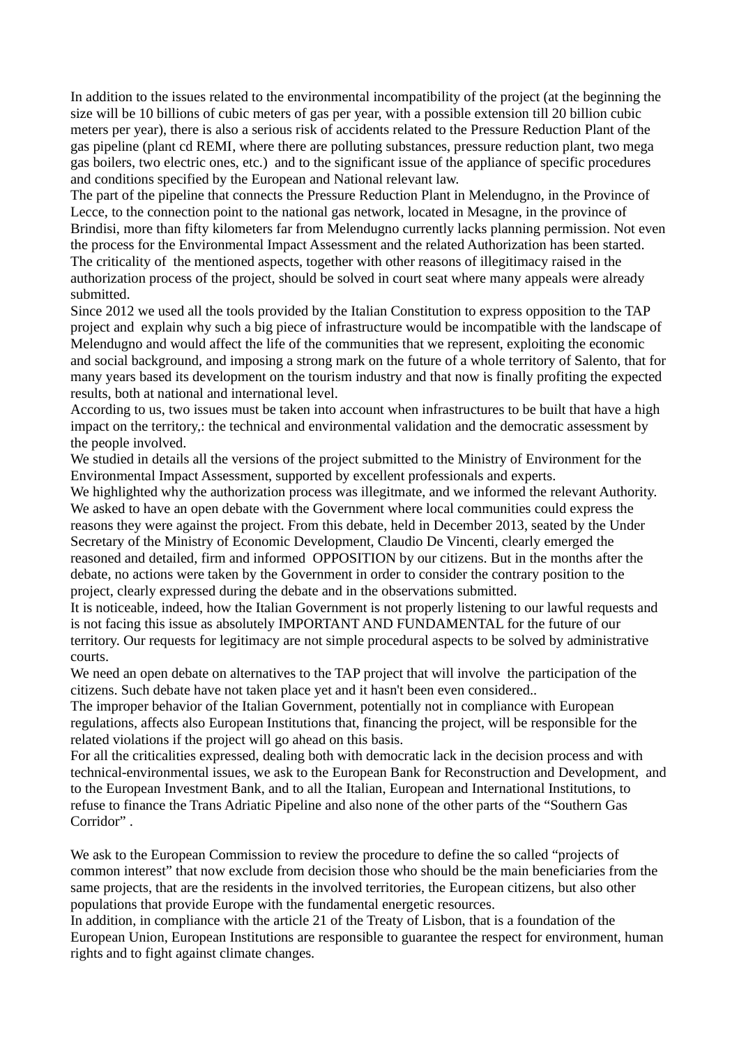In addition to the issues related to the environmental incompatibility of the project (at the beginning the size will be 10 billions of cubic meters of gas per year, with a possible extension till 20 billion cubic meters per year), there is also a serious risk of accidents related to the Pressure Reduction Plant of the gas pipeline (plant cd REMI, where there are polluting substances, pressure reduction plant, two mega gas boilers, two electric ones, etc.) and to the significant issue of the appliance of specific procedures and conditions specified by the European and National relevant law.

The part of the pipeline that connects the Pressure Reduction Plant in Melendugno, in the Province of Lecce, to the connection point to the national gas network, located in Mesagne, in the province of Brindisi, more than fifty kilometers far from Melendugno currently lacks planning permission. Not even the process for the Environmental Impact Assessment and the related Authorization has been started.

The criticality of the mentioned aspects, together with other reasons of illegitimacy raised in the authorization process of the project, should be solved in court seat where many appeals were already submitted.

Since 2012 we used all the tools provided by the Italian Constitution to express opposition to the TAP project and explain why such a big piece of infrastructure would be incompatible with the landscape of Melendugno and would affect the life of the communities that we represent, exploiting the economic and social background, and imposing a strong mark on the future of a whole territory of Salento, that for many years based its development on the tourism industry and that now is finally profiting the expected results, both at national and international level.

According to us, two issues must be taken into account when infrastructures to be built that have a high impact on the territory,: the technical and environmental validation and the democratic assessment by the people involved.

We studied in details all the versions of the project submitted to the Ministry of Environment for the Environmental Impact Assessment, supported by excellent professionals and experts.

We highlighted why the authorization process was illegitmate, and we informed the relevant Authority.

We asked to have an open debate with the Government where local communities could express the reasons they were against the project. From this debate, held in December 2013, seated by the Under Secretary of the Ministry of Economic Development, Claudio De Vincenti, clearly emerged the reasoned and detailed, firm and informed OPPOSITION by our citizens. But in the months after the debate, no actions were taken by the Government in order to consider the contrary position to the project, clearly expressed during the debate and in the observations submitted.

It is noticeable, indeed, how the Italian Government is not properly listening to our lawful requests and is not facing this issue as absolutely IMPORTANT AND FUNDAMENTAL for the future of our territory. Our requests for legitimacy are not simple procedural aspects to be solved by administrative courts.

We need an open debate on alternatives to the TAP project that will involve the participation of the citizens. Such debate have not taken place yet and it hasn't been even considered..

The improper behavior of the Italian Government, potentially not in compliance with European regulations, affects also European Institutions that, financing the project, will be responsible for the related violations if the project will go ahead on this basis.

For all the criticalities expressed, dealing both with democratic lack in the decision process and with technical-environmental issues, we ask to the European Bank for Reconstruction and Development, and to the European Investment Bank, and to all the Italian, European and International Institutions, to refuse to finance the Trans Adriatic Pipeline and also none of the other parts of the "Southern Gas Corridor" .

We ask to the European Commission to review the procedure to define the so called "projects of common interest" that now exclude from decision those who should be the main beneficiaries from the same projects, that are the residents in the involved territories, the European citizens, but also other populations that provide Europe with the fundamental energetic resources.

In addition, in compliance with the article 21 of the Treaty of Lisbon, that is a foundation of the European Union, European Institutions are responsible to guarantee the respect for environment, human rights and to fight against climate changes.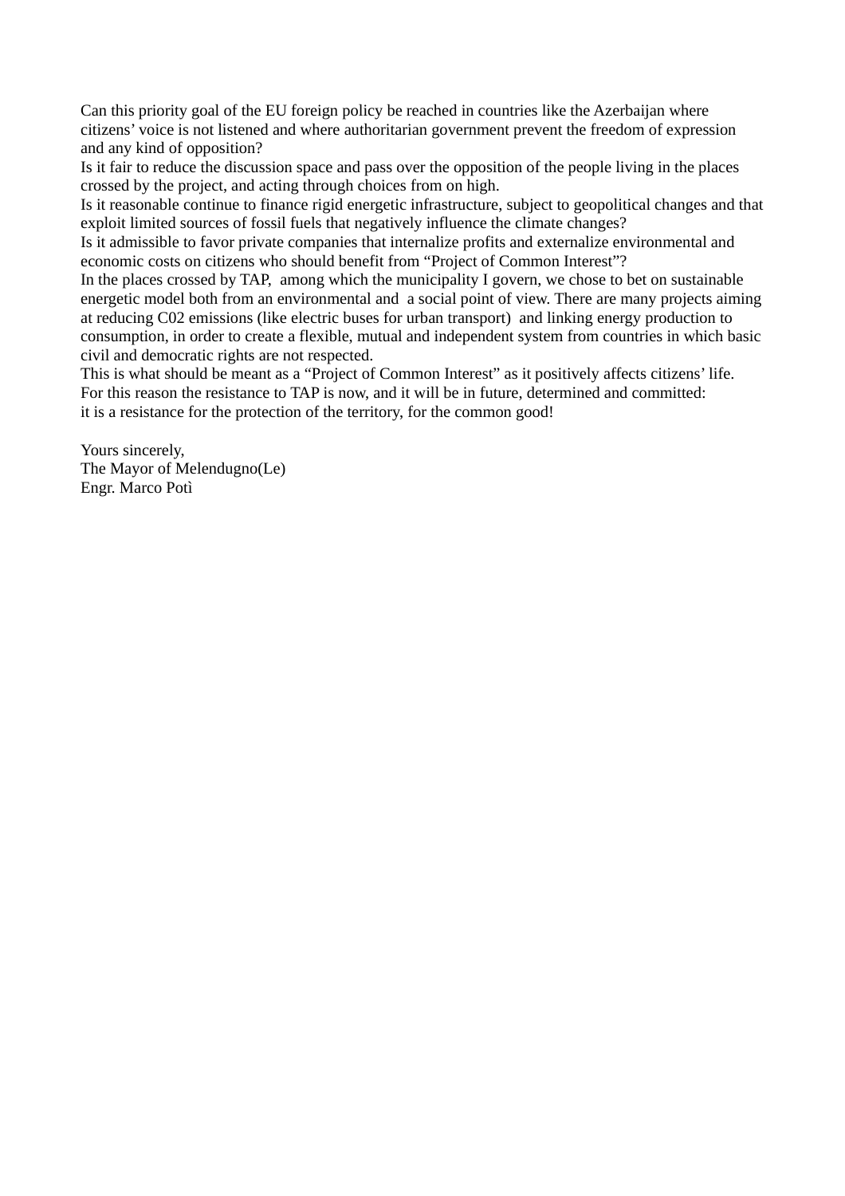Can this priority goal of the EU foreign policy be reached in countries like the Azerbaijan where citizens' voice is not listened and where authoritarian government prevent the freedom of expression and any kind of opposition?

Is it fair to reduce the discussion space and pass over the opposition of the people living in the places crossed by the project, and acting through choices from on high.

Is it reasonable continue to finance rigid energetic infrastructure, subject to geopolitical changes and that exploit limited sources of fossil fuels that negatively influence the climate changes?

Is it admissible to favor private companies that internalize profits and externalize environmental and economic costs on citizens who should benefit from "Project of Common Interest"?

In the places crossed by TAP, among which the municipality I govern, we chose to bet on sustainable energetic model both from an environmental and a social point of view. There are many projects aiming at reducing C02 emissions (like electric buses for urban transport) and linking energy production to consumption, in order to create a flexible, mutual and independent system from countries in which basic civil and democratic rights are not respected.

This is what should be meant as a "Project of Common Interest" as it positively affects citizens' life.

For this reason the resistance to TAP is now, and it will be in future, determined and committed:
it is a resistance for the protection of the territory, for the common good!

Yours sincerely,
The Mayor of Melendugno(Le)
Engr. Marco Potì